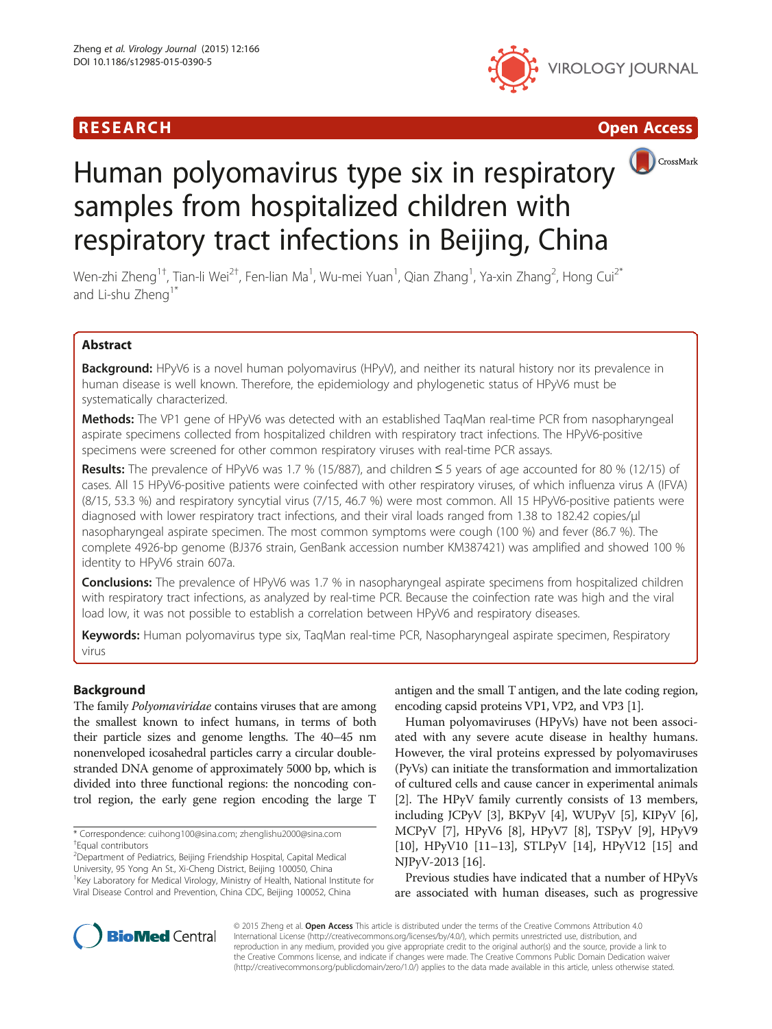RESEARCH **Open Access**

# Human polyomavirus type six in respiratory samples from hospitalized children with respiratory tract infections in Beijing, China

Wen-zhi Zheng[1†], Tian-li Wei[2†], Fen-lian Ma[1], Wu-mei Yuan[1], Qian Zhang[1], Ya-xin Zhang[2], Hong Cui[2*] and Li-shu Zheng[1*]

## Abstract

**Background:** HPyV6 is a novel human polyomavirus (HPyV), and neither its natural history nor its prevalence in human disease is well known. Therefore, the epidemiology and phylogenetic status of HPyV6 must be systematically characterized.

**Methods:** The VP1 gene of HPyV6 was detected with an established TaqMan real-time PCR from nasopharyngeal aspirate specimens collected from hospitalized children with respiratory tract infections. The HPyV6-positive specimens were screened for other common respiratory viruses with real-time PCR assays.

**Results:** The prevalence of HPyV6 was 1.7 % (15/887), and children ≤ 5 years of age accounted for 80 % (12/15) of cases. All 15 HPyV6-positive patients were coinfected with other respiratory viruses, of which influenza virus A (IFVA) (8/15, 53.3 %) and respiratory syncytial virus (7/15, 46.7 %) were most common. All 15 HPyV6-positive patients were diagnosed with lower respiratory tract infections, and their viral loads ranged from 1.38 to 182.42 copies/μl nasopharyngeal aspirate specimen. The most common symptoms were cough (100 %) and fever (86.7 %). The complete 4926-bp genome (BJ376 strain, GenBank accession number KM387421) was amplified and showed 100 % identity to HPyV6 strain 607a.

**Conclusions:** The prevalence of HPyV6 was 1.7 % in nasopharyngeal aspirate specimens from hospitalized children with respiratory tract infections, as analyzed by real-time PCR. Because the coinfection rate was high and the viral load low, it was not possible to establish a correlation between HPyV6 and respiratory diseases.

**Keywords:** Human polyomavirus type six, TaqMan real-time PCR, Nasopharyngeal aspirate specimen, Respiratory virus

## Background

The family *Polyomaviridae* contains viruses that are among the smallest known to infect humans, in terms of both their particle sizes and genome lengths. The 40–45 nm nonenveloped icosahedral particles carry a circular double-stranded DNA genome of approximately 5000 bp, which is divided into three functional regions: the noncoding control region, the early gene region encoding the large T antigen and the small T antigen, and the late coding region, encoding capsid proteins VP1, VP2, and VP3 [1].

Human polyomaviruses (HPyVs) have not been associated with any severe acute disease in healthy humans. However, the viral proteins expressed by polyomaviruses (PyVs) can initiate the transformation and immortalization of cultured cells and cause cancer in experimental animals [2]. The HPyV family currently consists of 13 members, including JCPyV [3], BKPyV [4], WUPyV [5], KIPyV [6], MCPyV [7], HPyV6 [8], HPyV7 [8], TSPyV [9], HPyV9 [10], HPyV10 [11–13], STLPyV [14], HPyV12 [15] and NJPyV-2013 [16].

Previous studies have indicated that a number of HPyVs are associated with human diseases, such as progressive

\* Correspondence: cuihong100@sina.com; zhenglishu2000@sina.com
†Equal contributors
[2]Department of Pediatrics, Beijing Friendship Hospital, Capital Medical University, 95 Yong An St., Xi-Cheng District, Beijing 100050, China
[1]Key Laboratory for Medical Virology, Ministry of Health, National Institute for Viral Disease Control and Prevention, China CDC, Beijing 100052, China

© 2015 Zheng et al. **Open Access** This article is distributed under the terms of the Creative Commons Attribution 4.0 International License (http://creativecommons.org/licenses/by/4.0/), which permits unrestricted use, distribution, and reproduction in any medium, provided you give appropriate credit to the original author(s) and the source, provide a link to the Creative Commons license, and indicate if changes were made. The Creative Commons Public Domain Dedication waiver (http://creativecommons.org/publicdomain/zero/1.0/) applies to the data made available in this article, unless otherwise stated.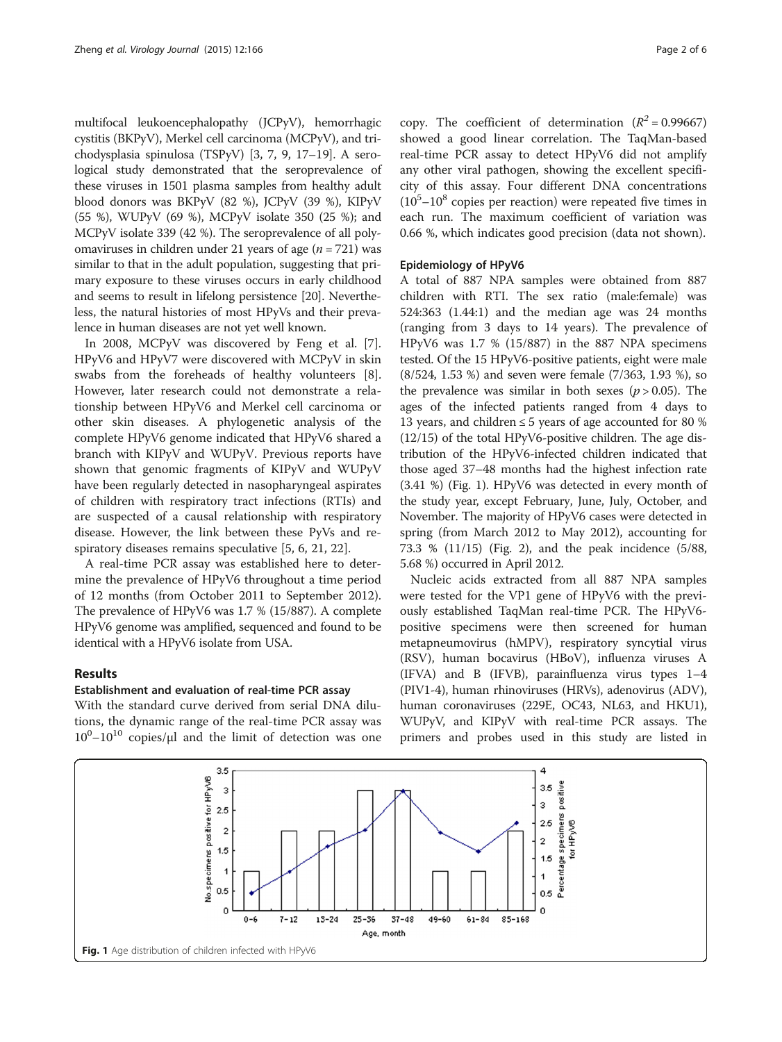multifocal leukoencephalopathy (JCPyV), hemorrhagic cystitis (BKPyV), Merkel cell carcinoma (MCPyV), and trichodysplasia spinulosa (TSPyV) [3, 7, 9, 17–19]. A serological study demonstrated that the seroprevalence of these viruses in 1501 plasma samples from healthy adult blood donors was BKPyV (82 %), JCPyV (39 %), KIPyV (55 %), WUPyV (69 %), MCPyV isolate 350 (25 %); and MCPyV isolate 339 (42 %). The seroprevalence of all polyomaviruses in children under 21 years of age ($n = 721$) was similar to that in the adult population, suggesting that primary exposure to these viruses occurs in early childhood and seems to result in lifelong persistence [20]. Nevertheless, the natural histories of most HPyVs and their prevalence in human diseases are not yet well known.

In 2008, MCPyV was discovered by Feng et al. [7]. HPyV6 and HPyV7 were discovered with MCPyV in skin swabs from the foreheads of healthy volunteers [8]. However, later research could not demonstrate a relationship between HPyV6 and Merkel cell carcinoma or other skin diseases. A phylogenetic analysis of the complete HPyV6 genome indicated that HPyV6 shared a branch with KIPyV and WUPyV. Previous reports have shown that genomic fragments of KIPyV and WUPyV have been regularly detected in nasopharyngeal aspirates of children with respiratory tract infections (RTIs) and are suspected of a causal relationship with respiratory disease. However, the link between these PyVs and respiratory diseases remains speculative [5, 6, 21, 22].

A real-time PCR assay was established here to determine the prevalence of HPyV6 throughout a time period of 12 months (from October 2011 to September 2012). The prevalence of HPyV6 was 1.7 % (15/887). A complete HPyV6 genome was amplified, sequenced and found to be identical with a HPyV6 isolate from USA.

## Results

### Establishment and evaluation of real-time PCR assay

With the standard curve derived from serial DNA dilutions, the dynamic range of the real-time PCR assay was $10^0$–$10^{10}$ copies/μl and the limit of detection was one copy. The coefficient of determination ($R^2 = 0.99667$) showed a good linear correlation. The TaqMan-based real-time PCR assay to detect HPyV6 did not amplify any other viral pathogen, showing the excellent specificity of this assay. Four different DNA concentrations ($10^5$–$10^8$ copies per reaction) were repeated five times in each run. The maximum coefficient of variation was 0.66 %, which indicates good precision (data not shown).

### Epidemiology of HPyV6

A total of 887 NPA samples were obtained from 887 children with RTI. The sex ratio (male:female) was 524:363 (1.44:1) and the median age was 24 months (ranging from 3 days to 14 years). The prevalence of HPyV6 was 1.7 % (15/887) in the 887 NPA specimens tested. Of the 15 HPyV6-positive patients, eight were male (8/524, 1.53 %) and seven were female (7/363, 1.93 %), so the prevalence was similar in both sexes ($p > 0.05$). The ages of the infected patients ranged from 4 days to 13 years, and children ≤ 5 years of age accounted for 80 % (12/15) of the total HPyV6-positive children. The age distribution of the HPyV6-infected children indicated that those aged 37–48 months had the highest infection rate (3.41 %) (Fig. 1). HPyV6 was detected in every month of the study year, except February, June, July, October, and November. The majority of HPyV6 cases were detected in spring (from March 2012 to May 2012), accounting for 73.3 % (11/15) (Fig. 2), and the peak incidence (5/88, 5.68 %) occurred in April 2012.

Nucleic acids extracted from all 887 NPA samples were tested for the VP1 gene of HPyV6 with the previously established TaqMan real-time PCR. The HPyV6-positive specimens were then screened for human metapneumovirus (hMPV), respiratory syncytial virus (RSV), human bocavirus (HBoV), influenza viruses A (IFVA) and B (IFVB), parainfluenza virus types 1–4 (PIV1-4), human rhinoviruses (HRVs), adenovirus (ADV), human coronaviruses (229E, OC43, NL63, and HKU1), WUPyV, and KIPyV with real-time PCR assays. The primers and probes used in this study are listed in

**Fig. 1** Age distribution of children infected with HPyV6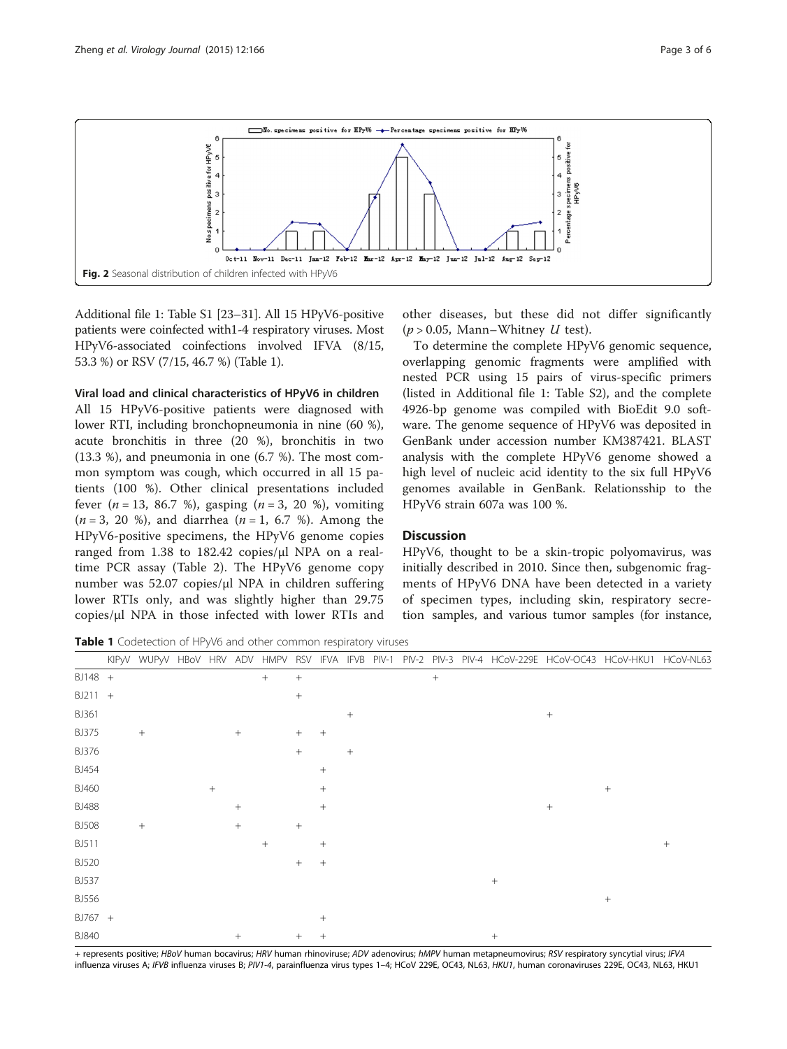**Fig. 2** Seasonal distribution of children infected with HPyV6

Additional file 1: Table S1 [23–31]. All 15 HPyV6-positive patients were coinfected with1-4 respiratory viruses. Most HPyV6-associated coinfections involved IFVA (8/15, 53.3 %) or RSV (7/15, 46.7 %) (Table 1).

### Viral load and clinical characteristics of HPyV6 in children

All 15 HPyV6-positive patients were diagnosed with lower RTI, including bronchopneumonia in nine (60 %), acute bronchitis in three (20 %), bronchitis in two (13.3 %), and pneumonia in one (6.7 %). The most common symptom was cough, which occurred in all 15 patients (100 %). Other clinical presentations included fever ($n = 13$, 86.7 %), gasping ($n = 3$, 20 %), vomiting ($n = 3$, 20 %), and diarrhea ($n = 1$, 6.7 %). Among the HPyV6-positive specimens, the HPyV6 genome copies ranged from 1.38 to 182.42 copies/μl NPA on a real-time PCR assay (Table 2). The HPyV6 genome copy number was 52.07 copies/μl NPA in children suffering lower RTIs only, and was slightly higher than 29.75 copies/μl NPA in those infected with lower RTIs and other diseases, but these did not differ significantly ($p > 0.05$, Mann−Whitney $U$ test).

To determine the complete HPyV6 genomic sequence, overlapping genomic fragments were amplified with nested PCR using 15 pairs of virus-specific primers (listed in Additional file 1: Table S2), and the complete 4926-bp genome was compiled with BioEdit 9.0 software. The genome sequence of HPyV6 was deposited in GenBank under accession number KM387421. BLAST analysis with the complete HPyV6 genome showed a high level of nucleic acid identity to the six full HPyV6 genomes available in GenBank. Relationsship to the HPyV6 strain 607a was 100 %.

## Discussion

HPyV6, thought to be a skin-tropic polyomavirus, was initially described in 2010. Since then, subgenomic fragments of HPyV6 DNA have been detected in a variety of specimen types, including skin, respiratory secretion samples, and various tumor samples (for instance,

**Table 1** Codetection of HPyV6 and other common respiratory viruses

| | KIPyV | WUPyV | HBoV | HRV | ADV | HMPV | RSV | IFVA | IFVB | PIV-1 | PIV-2 | PIV-3 | PIV-4 | HCoV-229E | HCoV-OC43 | HCoV-HKU1 | HCoV-NL63 |
|---|---|---|---|---|---|---|---|---|---|---|---|---|---|---|---|---|---|
| BJ148 | + | | | | | + | + | | | | | + | | | | | |
| BJ211 | + | | | | | | + | | | | | | | | | | |
| BJ361 | | | | | | | | | + | | | | | | + | | |
| BJ375 | | + | | | + | | + | + | | | | | | | | | |
| BJ376 | | | | | | | + | | + | | | | | | | | |
| BJ454 | | | | | | | | + | | | | | | | | | |
| BJ460 | | | | + | | | | + | | | | | | | | + | |
| BJ488 | | | | | + | | | + | | | | | | | + | | |
| BJ508 | | + | | | + | | + | | | | | | | | | | |
| BJ511 | | | | | | + | | + | | | | | | | | | + |
| BJ520 | | | | | | | + | + | | | | | | | | | |
| BJ537 | | | | | | | | | | | | | | + | | | |
| BJ556 | | | | | | | | | | | | | | | | + | |
| BJ767 | + | | | | | | | + | | | | | | | | | |
| BJ840 | | | | | + | | + | + | | | | | | + | | | |

+ represents positive; *HBoV* human bocavirus; *HRV* human rhinoviruse; *ADV* adenovirus; *hMPV* human metapneumovirus; *RSV* respiratory syncytial virus; *IFVA* influenza viruses A; *IFVB* influenza viruses B; *PIV1-4*, parainfluenza virus types 1–4; HCoV 229E, OC43, NL63, *HKU1*, human coronaviruses 229E, OC43, NL63, HKU1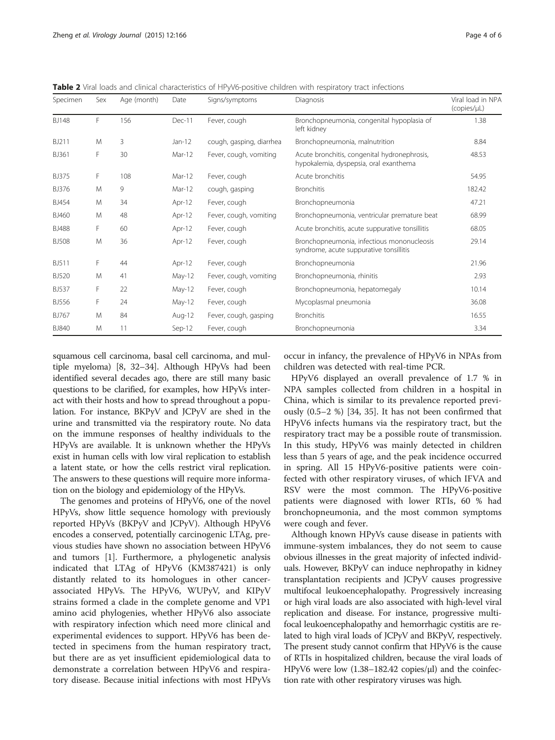**Table 2** Viral loads and clinical characteristics of HPyV6-positive children with respiratory tract infections

| Specimen | Sex | Age (month) | Date | Signs/symptoms | Diagnosis | Viral load in NPA (copies/μL) |
|---|---|---|---|---|---|---|
| BJ148 | F | 156 | Dec-11 | Fever, cough | Bronchopneumonia, congenital hypoplasia of left kidney | 1.38 |
| BJ211 | M | 3 | Jan-12 | cough, gasping, diarrhea | Bronchopneumonia, malnutrition | 8.84 |
| BJ361 | F | 30 | Mar-12 | Fever, cough, vomiting | Acute bronchitis, congenital hydronephrosis, hypokalemia, dyspepsia, oral exanthema | 48.53 |
| BJ375 | F | 108 | Mar-12 | Fever, cough | Acute bronchitis | 54.95 |
| BJ376 | M | 9 | Mar-12 | cough, gasping | Bronchitis | 182.42 |
| BJ454 | M | 34 | Apr-12 | Fever, cough | Bronchopneumonia | 47.21 |
| BJ460 | M | 48 | Apr-12 | Fever, cough, vomiting | Bronchopneumonia, ventricular premature beat | 68.99 |
| BJ488 | F | 60 | Apr-12 | Fever, cough | Acute bronchitis, acute suppurative tonsillitis | 68.05 |
| BJ508 | M | 36 | Apr-12 | Fever, cough | Bronchopneumonia, infectious mononucleosis syndrome, acute suppurative tonsillitis | 29.14 |
| BJ511 | F | 44 | Apr-12 | Fever, cough | Bronchopneumonia | 21.96 |
| BJ520 | M | 41 | May-12 | Fever, cough, vomiting | Bronchopneumonia, rhinitis | 2.93 |
| BJ537 | F | 22 | May-12 | Fever, cough | Bronchopneumonia, hepatomegaly | 10.14 |
| BJ556 | F | 24 | May-12 | Fever, cough | Mycoplasmal pneumonia | 36.08 |
| BJ767 | M | 84 | Aug-12 | Fever, cough, gasping | Bronchitis | 16.55 |
| BJ840 | M | 11 | Sep-12 | Fever, cough | Bronchopneumonia | 3.34 |

squamous cell carcinoma, basal cell carcinoma, and multiple myeloma) [8, 32–34]. Although HPyVs had been identified several decades ago, there are still many basic questions to be clarified, for examples, how HPyVs interact with their hosts and how to spread throughout a population. For instance, BKPyV and JCPyV are shed in the urine and transmitted via the respiratory route. No data on the immune responses of healthy individuals to the HPyVs are available. It is unknown whether the HPyVs exist in human cells with low viral replication to establish a latent state, or how the cells restrict viral replication. The answers to these questions will require more information on the biology and epidemiology of the HPyVs.

The genomes and proteins of HPyV6, one of the novel HPyVs, show little sequence homology with previously reported HPyVs (BKPyV and JCPyV). Although HPyV6 encodes a conserved, potentially carcinogenic LTAg, previous studies have shown no association between HPyV6 and tumors [1]. Furthermore, a phylogenetic analysis indicated that LTAg of HPyV6 (KM387421) is only distantly related to its homologues in other cancer-associated HPyVs. The HPyV6, WUPyV, and KIPyV strains formed a clade in the complete genome and VP1 amino acid phylogenies, whether HPyV6 also associate with respiratory infection which need more clinical and experimental evidences to support. HPyV6 has been detected in specimens from the human respiratory tract, but there are as yet insufficient epidemiological data to demonstrate a correlation between HPyV6 and respiratory disease. Because initial infections with most HPyVs occur in infancy, the prevalence of HPyV6 in NPAs from children was detected with real-time PCR.

HPyV6 displayed an overall prevalence of 1.7 % in NPA samples collected from children in a hospital in China, which is similar to its prevalence reported previously (0.5–2 %) [34, 35]. It has not been confirmed that HPyV6 infects humans via the respiratory tract, but the respiratory tract may be a possible route of transmission. In this study, HPyV6 was mainly detected in children less than 5 years of age, and the peak incidence occurred in spring. All 15 HPyV6-positive patients were coinfected with other respiratory viruses, of which IFVA and RSV were the most common. The HPyV6-positive patients were diagnosed with lower RTIs, 60 % had bronchopneumonia, and the most common symptoms were cough and fever.

Although known HPyVs cause disease in patients with immune-system imbalances, they do not seem to cause obvious illnesses in the great majority of infected individuals. However, BKPyV can induce nephropathy in kidney transplantation recipients and JCPyV causes progressive multifocal leukoencephalopathy. Progressively increasing or high viral loads are also associated with high-level viral replication and disease. For instance, progressive multifocal leukoencephalopathy and hemorrhagic cystitis are related to high viral loads of JCPyV and BKPyV, respectively. The present study cannot confirm that HPyV6 is the cause of RTIs in hospitalized children, because the viral loads of HPyV6 were low (1.38–182.42 copies/μl) and the coinfection rate with other respiratory viruses was high.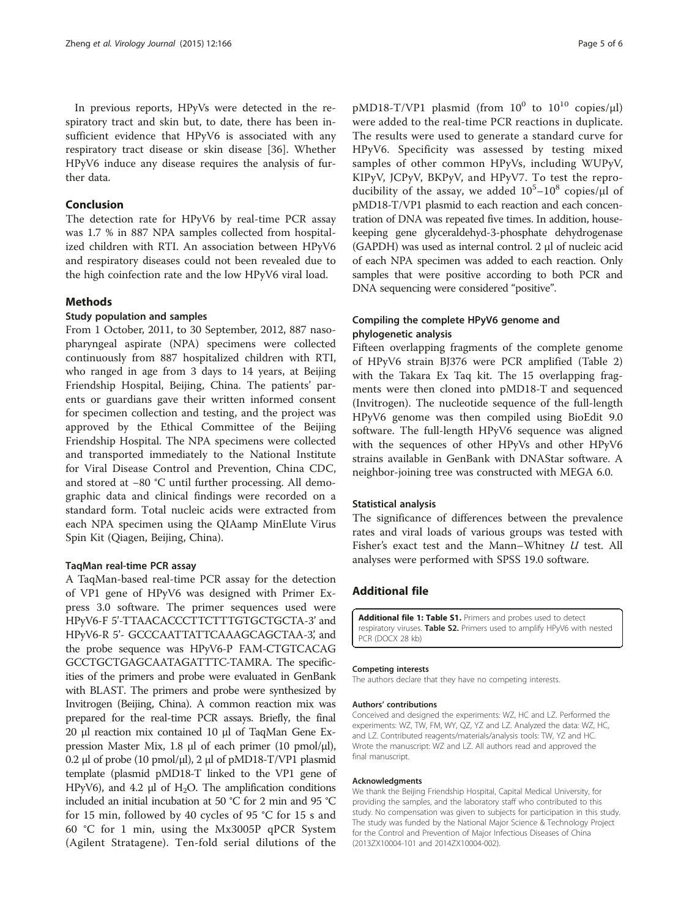In previous reports, HPyVs were detected in the respiratory tract and skin but, to date, there has been insufficient evidence that HPyV6 is associated with any respiratory tract disease or skin disease [36]. Whether HPyV6 induce any disease requires the analysis of further data.

## Conclusion

The detection rate for HPyV6 by real-time PCR assay was 1.7 % in 887 NPA samples collected from hospitalized children with RTI. An association between HPyV6 and respiratory diseases could not been revealed due to the high coinfection rate and the low HPyV6 viral load.

## Methods

### Study population and samples

From 1 October, 2011, to 30 September, 2012, 887 nasopharyngeal aspirate (NPA) specimens were collected continuously from 887 hospitalized children with RTI, who ranged in age from 3 days to 14 years, at Beijing Friendship Hospital, Beijing, China. The patients' parents or guardians gave their written informed consent for specimen collection and testing, and the project was approved by the Ethical Committee of the Beijing Friendship Hospital. The NPA specimens were collected and transported immediately to the National Institute for Viral Disease Control and Prevention, China CDC, and stored at −80 °C until further processing. All demographic data and clinical findings were recorded on a standard form. Total nucleic acids were extracted from each NPA specimen using the QIAamp MinElute Virus Spin Kit (Qiagen, Beijing, China).

### TaqMan real-time PCR assay

A TaqMan-based real-time PCR assay for the detection of VP1 gene of HPyV6 was designed with Primer Express 3.0 software. The primer sequences used were HPyV6-F 5'-TTAACACCCTTCTTTGTGCTGCTA-3' and HPyV6-R 5'- GCCCAATTATTCAAAGCAGCTAA-3', and the probe sequence was HPyV6-P FAM-CTGTCACAG GCCTGCTGAGCAATAGATTTC-TAMRA. The specificities of the primers and probe were evaluated in GenBank with BLAST. The primers and probe were synthesized by Invitrogen (Beijing, China). A common reaction mix was prepared for the real-time PCR assays. Briefly, the final 20 μl reaction mix contained 10 μl of TaqMan Gene Expression Master Mix, 1.8 μl of each primer (10 pmol/μl), 0.2 μl of probe (10 pmol/μl), 2 μl of pMD18-T/VP1 plasmid template (plasmid pMD18-T linked to the VP1 gene of HPyV6), and 4.2 μl of $H_2O$. The amplification conditions included an initial incubation at 50 °C for 2 min and 95 °C for 15 min, followed by 40 cycles of 95 °C for 15 s and 60 °C for 1 min, using the Mx3005P qPCR System (Agilent Stratagene). Ten-fold serial dilutions of the pMD18-T/VP1 plasmid (from $10^0$ to $10^{10}$ copies/μl) were added to the real-time PCR reactions in duplicate. The results were used to generate a standard curve for HPyV6. Specificity was assessed by testing mixed samples of other common HPyVs, including WUPyV, KIPyV, JCPyV, BKPyV, and HPyV7. To test the reproducibility of the assay, we added $10^5$–$10^8$ copies/μl of pMD18-T/VP1 plasmid to each reaction and each concentration of DNA was repeated five times. In addition, housekeeping gene glyceraldehyd-3-phosphate dehydrogenase (GAPDH) was used as internal control. 2 μl of nucleic acid of each NPA specimen was added to each reaction. Only samples that were positive according to both PCR and DNA sequencing were considered "positive".

### Compiling the complete HPyV6 genome and phylogenetic analysis

Fifteen overlapping fragments of the complete genome of HPyV6 strain BJ376 were PCR amplified (Table 2) with the Takara Ex Taq kit. The 15 overlapping fragments were then cloned into pMD18-T and sequenced (Invitrogen). The nucleotide sequence of the full-length HPyV6 genome was then compiled using BioEdit 9.0 software. The full-length HPyV6 sequence was aligned with the sequences of other HPyVs and other HPyV6 strains available in GenBank with DNAStar software. A neighbor-joining tree was constructed with MEGA 6.0.

### Statistical analysis

The significance of differences between the prevalence rates and viral loads of various groups was tested with Fisher's exact test and the Mann–Whitney *U* test. All analyses were performed with SPSS 19.0 software.

## Additional file

**Additional file 1: Table S1.** Primers and probes used to detect respiratory viruses. **Table S2.** Primers used to amplify HPyV6 with nested PCR (DOCX 28 kb)

#### Competing interests

The authors declare that they have no competing interests.

#### Authors' contributions

Conceived and designed the experiments: WZ, HC and LZ. Performed the experiments: WZ, TW, FM, WY, QZ, YZ and LZ. Analyzed the data: WZ, HC, and LZ. Contributed reagents/materials/analysis tools: TW, YZ and HC. Wrote the manuscript: WZ and LZ. All authors read and approved the final manuscript.

#### Acknowledgments

We thank the Beijing Friendship Hospital, Capital Medical University, for providing the samples, and the laboratory staff who contributed to this study. No compensation was given to subjects for participation in this study. The study was funded by the National Major Science & Technology Project for the Control and Prevention of Major Infectious Diseases of China (2013ZX10004-101 and 2014ZX10004-002).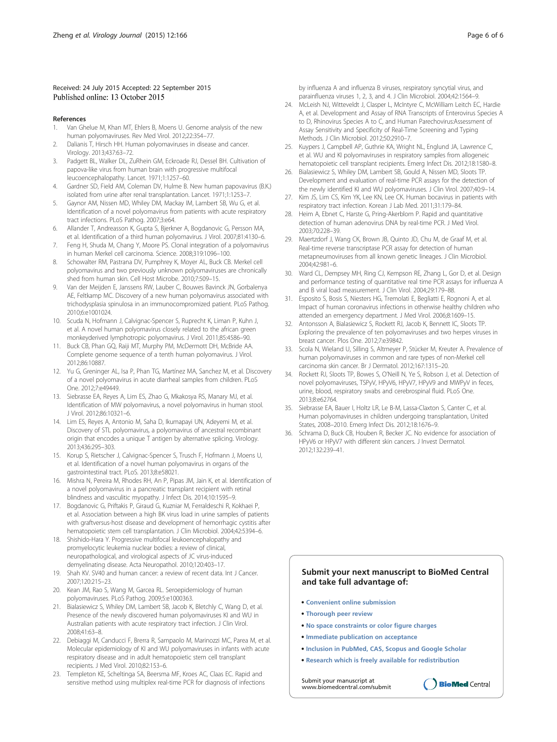Received: 24 July 2015 Accepted: 22 September 2015
Published online: 13 October 2015

## References

1. Van Ghelue M, Khan MT, Ehlers B, Moens U. Genome analysis of the new human polyomaviruses. Rev Med Virol. 2012;22:354–77.
2. Dalianis T, Hirsch HH. Human polyomaviruses in disease and cancer. Virology. 2013;437:63–72.
3. Padgett BL, Walker DL, ZuRhein GM, Eckroade RJ, Dessel BH. Cultivation of papova-like virus from human brain with progressive multifocal leucoencephalopathy. Lancet. 1971;1:1257–60.
4. Gardner SD, Field AM, Coleman DV, Hulme B. New human papovavirus (B.K.) isolated from urine after renal transplantation. Lancet. 1971;1:1253–7.
5. Gaynor AM, Nissen MD, Whiley DM, Mackay IM, Lambert SB, Wu G, et al. Identification of a novel polyomavirus from patients with acute respiratory tract infections. PLoS Pathog. 2007;3:e64.
6. Allander T, Andreasson K, Gupta S, Bjerkner A, Bogdanovic G, Persson MA, et al. Identification of a third human polyomavirus. J Virol. 2007;81:4130–6.
7. Feng H, Shuda M, Chang Y, Moore PS. Clonal integration of a polyomavirus in human Merkel cell carcinoma. Science. 2008;319:1096–100.
8. Schowalter RM, Pastrana DV, Pumphrey K, Moyer AL, Buck CB. Merkel cell polyomavirus and two previously unknown polyomaviruses are chronically shed from human skin. Cell Host Microbe. 2010;7:509–15.
9. Van der Meijden E, Janssens RW, Lauber C, Bouwes Bavinck JN, Gorbalenya AE, Feltkamp MC. Discovery of a new human polyomavirus associated with trichodysplasia spinulosa in an immunocompromized patient. PLoS Pathog. 2010;6:e1001024.
10. Scuda N, Hofmann J, Calvignac-Spencer S, Ruprecht K, Liman P, Kuhn J, et al. A novel human polyomavirus closely related to the african green monkeyderived lymphotropic polyomavirus. J Virol. 2011;85:4586–90.
11. Buck CB, Phan GQ, Raiji MT, Murphy PM, McDermott DH, McBride AA. Complete genome sequence of a tenth human polyomavirus. J Virol. 2012;86:10887.
12. Yu G, Greninger AL, Isa P, Phan TG, Martínez MA, Sanchez M, et al. Discovery of a novel polyomavirus in acute diarrheal samples from children. PLoS One. 2012;7:e49449.
13. Siebrasse EA, Reyes A, Lim ES, Zhao G, Mkakosya RS, Manary MJ, et al. Identification of MW polyomavirus, a novel polyomavirus in human stool. J Virol. 2012;86:10321–6.
14. Lim ES, Reyes A, Antonio M, Saha D, Ikumapayi UN, Adeyemi M, et al. Discovery of STL polyomavirus, a polyomavirus of ancestral recombinant origin that encodes a unique T antigen by alternative splicing. Virology. 2013;436:295–303.
15. Korup S, Rietscher J, Calvignac-Spencer S, Trusch F, Hofmann J, Moens U, et al. Identification of a novel human polyomavirus in organs of the gastrointestinal tract. PLoS. 2013;8:e58021.
16. Mishra N, Pereira M, Rhodes RH, An P, Pipas JM, Jain K, et al. Identification of a novel polyomavirus in a pancreatic transplant recipient with retinal blindness and vasculitic myopathy. J Infect Dis. 2014;10:1595–9.
17. Bogdanovic G, Priftakis P, Giraud G, Kuzniar M, Ferraldeschi R, Kokhaei P, et al. Association between a high BK virus load in urine samples of patients with graftversus-host disease and development of hemorrhagic cystitis after hematopoietic stem cell transplantation. J Clin Microbiol. 2004;42:5394–6.
18. Shishido-Hara Y. Progressive multifocal leukoencephalopathy and promyelocytic leukemia nuclear bodies: a review of clinical, neuropathological, and virological aspects of JC virus-induced demyelinating disease. Acta Neuropathol. 2010;120:403–17.
19. Shah KV. SV40 and human cancer: a review of recent data. Int J Cancer. 2007;120:215–23.
20. Kean JM, Rao S, Wang M, Garcea RL. Seroepidemiology of human polyomaviruses. PLoS Pathog. 2009;5:e1000363.
21. Bialasiewicz S, Whiley DM, Lambert SB, Jacob K, Bletchly C, Wang D, et al. Presence of the newly discovered human polyomaviruses KI and WU in Australian patients with acute respiratory tract infection. J Clin Virol. 2008;41:63–8.
22. Debiaggi M, Canducci F, Brerra R, Sampaolo M, Marinozzi MC, Parea M, et al. Molecular epidemiology of KI and WU polyomaviruses in infants with acute respiratory disease and in adult hematopoietic stem cell transplant recipients. J Med Virol. 2010;82:153–6.
23. Templeton KE, Scheltinga SA, Beersma MF, Kroes AC, Claas EC. Rapid and sensitive method using multiplex real-time PCR for diagnosis of infections by influenza A and influenza B viruses, respiratory syncytial virus, and parainfluenza viruses 1, 2, 3, and 4. J Clin Microbiol. 2004;42:1564–9.
24. McLeish NJ, Witteveldt J, Clasper L, McIntyre C, McWilliam Leitch EC, Hardie A, et al. Development and Assay of RNA Transcripts of Enterovirus Species A to D, Rhinovirus Species A to C, and Human Parechovirus:Assessment of Assay Sensitivity and Specificity of Real-Time Screening and Typing Methods. J Clin Microbiol. 2012;50:2910–7.
25. Kuypers J, Campbell AP, Guthrie KA, Wright NL, Englund JA, Lawrence C, et al. WU and KI polyomaviruses in respiratory samples from allogeneic hematopoietic cell transplant recipients. Emerg Infect Dis. 2012;18:1580–8.
26. Bialasiewicz S, Whiley DM, Lambert SB, Gould A, Nissen MD, Sloots TP. Development and evaluation of real-time PCR assays for the detection of the newly identified KI and WU polyomaviruses. J Clin Virol. 2007;40:9–14.
27. Kim JS, Lim CS, Kim YK, Lee KN, Lee CK. Human bocavirus in patients with respiratory tract infection. Korean J Lab Med. 2011;31:179–84.
28. Heim A, Ebnet C, Harste G, Pring-Akerblom P. Rapid and quantitative detection of human adenovirus DNA by real-time PCR. J Med Virol. 2003;70:228–39.
29. Maertzdorf J, Wang CK, Brown JB, Quinto JD, Chu M, de Graaf M, et al. Real-time reverse transcriptase PCR assay for detection of human metapneumoviruses from all known genetic lineages. J Clin Microbiol. 2004;42:981–6.
30. Ward CL, Dempsey MH, Ring CJ, Kempson RE, Zhang L, Gor D, et al. Design and performance testing of quantitative real time PCR assays for influenza A and B viral load measurement. J Clin Virol. 2004;29:179–88.
31. Esposito S, Bosis S, Niesters HG, Tremolati E, Begliatti E, Rognoni A, et al. Impact of human coronavirus infections in otherwise healthy children who attended an emergency department. J Med Virol. 2006;8:1609–15.
32. Antonsson A, Bialasiewicz S, Rockett RJ, Jacob K, Bennett IC, Sloots TP. Exploring the prevalence of ten polyomaviruses and two herpes viruses in breast cancer. Plos One. 2012;7:e39842.
33. Scola N, Wieland U, Silling S, Altmeyer P, Stücker M, Kreuter A. Prevalence of human polyomaviruses in common and rare types of non-Merkel cell carcinoma skin cancer. Br J Dermatol. 2012;167:1315–20.
34. Rockett RJ, Sloots TP, Bowes S, O'Neill N, Ye S, Robson J, et al. Detection of novel polyomaviruses, TSPyV, HPyV6, HPyV7, HPyV9 and MWPyV in feces, urine, blood, respiratory swabs and cerebrospinal fluid. PLoS One. 2013;8:e62764.
35. Siebrasse EA, Bauer I, Holtz LR, Le B-M, Lassa-Claxton S, Canter C, et al. Human polyomaviruses in children undergoing transplantation, United States, 2008–2010. Emerg Infect Dis. 2012;18:1676–9.
36. Schrama D, Buck CB, Houben R, Becker JC. No evidence for association of HPyV6 or HPyV7 with different skin cancers. J Invest Dermatol. 2012;132:239–41.

**Submit your next manuscript to BioMed Central and take full advantage of:**

- Convenient online submission
- Thorough peer review
- No space constraints or color figure charges
- Immediate publication on acceptance
- Inclusion in PubMed, CAS, Scopus and Google Scholar
- Research which is freely available for redistribution

Submit your manuscript at
www.biomedcentral.com/submit

BioMed Central